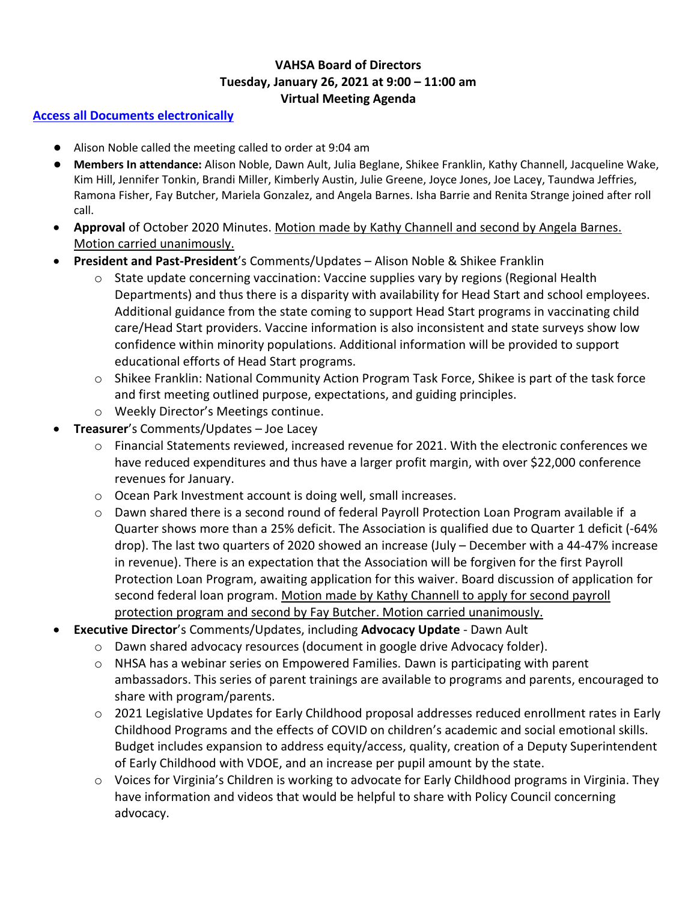**VAHSA Board of Directors**
**Tuesday, January 26, 2021 at 9:00 – 11:00 am**
**Virtual Meeting Agenda**

**Access all Documents electronically**

- Alison Noble called the meeting called to order at 9:04 am
- **Members In attendance:** Alison Noble, Dawn Ault, Julia Beglane, Shikee Franklin, Kathy Channell, Jacqueline Wake, Kim Hill, Jennifer Tonkin, Brandi Miller, Kimberly Austin, Julie Greene, Joyce Jones, Joe Lacey, Taundwa Jeffries, Ramona Fisher, Fay Butcher, Mariela Gonzalez, and Angela Barnes. Isha Barrie and Renita Strange joined after roll call.
- **Approval** of October 2020 Minutes. Motion made by Kathy Channell and second by Angela Barnes. Motion carried unanimously.
- **President and Past-President**'s Comments/Updates – Alison Noble & Shikee Franklin
    - State update concerning vaccination: Vaccine supplies vary by regions (Regional Health Departments) and thus there is a disparity with availability for Head Start and school employees. Additional guidance from the state coming to support Head Start programs in vaccinating child care/Head Start providers. Vaccine information is also inconsistent and state surveys show low confidence within minority populations. Additional information will be provided to support educational efforts of Head Start programs.
    - Shikee Franklin: National Community Action Program Task Force, Shikee is part of the task force and first meeting outlined purpose, expectations, and guiding principles.
    - Weekly Director's Meetings continue.
- **Treasurer**'s Comments/Updates – Joe Lacey
    - Financial Statements reviewed, increased revenue for 2021. With the electronic conferences we have reduced expenditures and thus have a larger profit margin, with over $22,000 conference revenues for January.
    - Ocean Park Investment account is doing well, small increases.
    - Dawn shared there is a second round of federal Payroll Protection Loan Program available if a Quarter shows more than a 25% deficit. The Association is qualified due to Quarter 1 deficit (-64% drop). The last two quarters of 2020 showed an increase (July – December with a 44-47% increase in revenue). There is an expectation that the Association will be forgiven for the first Payroll Protection Loan Program, awaiting application for this waiver. Board discussion of application for second federal loan program. Motion made by Kathy Channell to apply for second payroll protection program and second by Fay Butcher. Motion carried unanimously.
- **Executive Director**'s Comments/Updates, including **Advocacy Update** - Dawn Ault
    - Dawn shared advocacy resources (document in google drive Advocacy folder).
    - NHSA has a webinar series on Empowered Families. Dawn is participating with parent ambassadors. This series of parent trainings are available to programs and parents, encouraged to share with program/parents.
    - 2021 Legislative Updates for Early Childhood proposal addresses reduced enrollment rates in Early Childhood Programs and the effects of COVID on children's academic and social emotional skills. Budget includes expansion to address equity/access, quality, creation of a Deputy Superintendent of Early Childhood with VDOE, and an increase per pupil amount by the state.
    - Voices for Virginia's Children is working to advocate for Early Childhood programs in Virginia. They have information and videos that would be helpful to share with Policy Council concerning advocacy.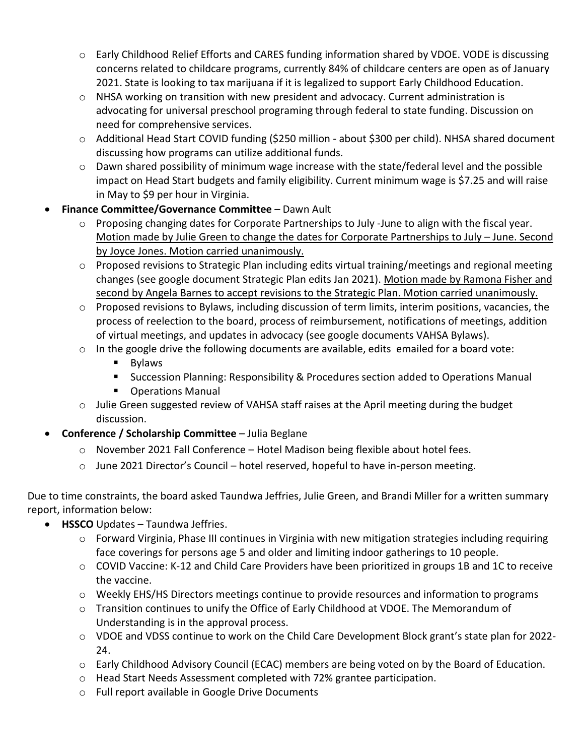- Early Childhood Relief Efforts and CARES funding information shared by VDOE. VODE is discussing concerns related to childcare programs, currently 84% of childcare centers are open as of January 2021. State is looking to tax marijuana if it is legalized to support Early Childhood Education.
  - NHSA working on transition with new president and advocacy. Current administration is advocating for universal preschool programing through federal to state funding. Discussion on need for comprehensive services.
  - Additional Head Start COVID funding ($250 million - about $300 per child). NHSA shared document discussing how programs can utilize additional funds.
  - Dawn shared possibility of minimum wage increase with the state/federal level and the possible impact on Head Start budgets and family eligibility. Current minimum wage is $7.25 and will raise in May to $9 per hour in Virginia.
- **Finance Committee/Governance Committee** – Dawn Ault
  - Proposing changing dates for Corporate Partnerships to July -June to align with the fiscal year. <u>Motion made by Julie Green to change the dates for Corporate Partnerships to July – June. Second by Joyce Jones. Motion carried unanimously.</u>
  - Proposed revisions to Strategic Plan including edits virtual training/meetings and regional meeting changes (see google document Strategic Plan edits Jan 2021). <u>Motion made by Ramona Fisher and second by Angela Barnes to accept revisions to the Strategic Plan. Motion carried unanimously.</u>
  - Proposed revisions to Bylaws, including discussion of term limits, interim positions, vacancies, the process of reelection to the board, process of reimbursement, notifications of meetings, addition of virtual meetings, and updates in advocacy (see google documents VAHSA Bylaws).
  - In the google drive the following documents are available, edits emailed for a board vote:
    - Bylaws
    - Succession Planning: Responsibility & Procedures section added to Operations Manual
    - Operations Manual
  - Julie Green suggested review of VAHSA staff raises at the April meeting during the budget discussion.
- **Conference / Scholarship Committee** – Julia Beglane
  - November 2021 Fall Conference – Hotel Madison being flexible about hotel fees.
  - June 2021 Director's Council – hotel reserved, hopeful to have in-person meeting.

Due to time constraints, the board asked Taundwa Jeffries, Julie Green, and Brandi Miller for a written summary report, information below:

- **HSSCO** Updates – Taundwa Jeffries.
  - Forward Virginia, Phase III continues in Virginia with new mitigation strategies including requiring face coverings for persons age 5 and older and limiting indoor gatherings to 10 people.
  - COVID Vaccine: K-12 and Child Care Providers have been prioritized in groups 1B and 1C to receive the vaccine.
  - Weekly EHS/HS Directors meetings continue to provide resources and information to programs
  - Transition continues to unify the Office of Early Childhood at VDOE. The Memorandum of Understanding is in the approval process.
  - VDOE and VDSS continue to work on the Child Care Development Block grant's state plan for 2022-24.
  - Early Childhood Advisory Council (ECAC) members are being voted on by the Board of Education.
  - Head Start Needs Assessment completed with 72% grantee participation.
  - Full report available in Google Drive Documents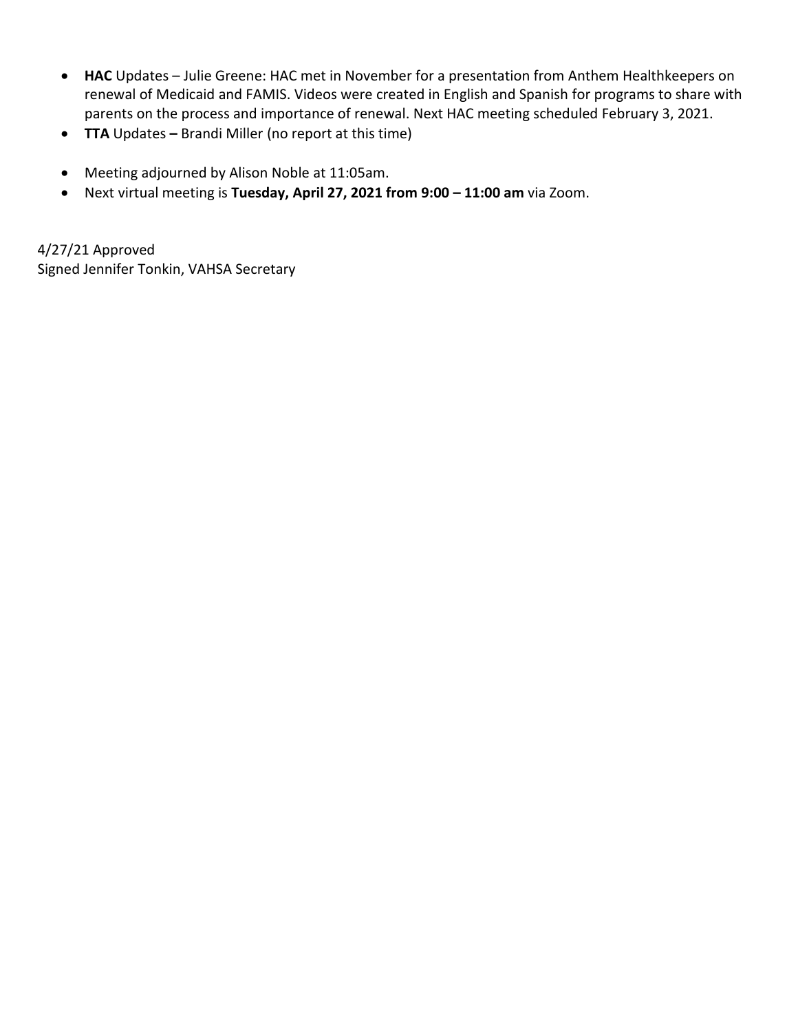- **HAC** Updates – Julie Greene: HAC met in November for a presentation from Anthem Healthkeepers on renewal of Medicaid and FAMIS. Videos were created in English and Spanish for programs to share with parents on the process and importance of renewal. Next HAC meeting scheduled February 3, 2021.
- **TTA** Updates **–** Brandi Miller (no report at this time)

- Meeting adjourned by Alison Noble at 11:05am.
- Next virtual meeting is **Tuesday, April 27, 2021 from 9:00 – 11:00 am** via Zoom.

4/27/21 Approved
Signed Jennifer Tonkin, VAHSA Secretary